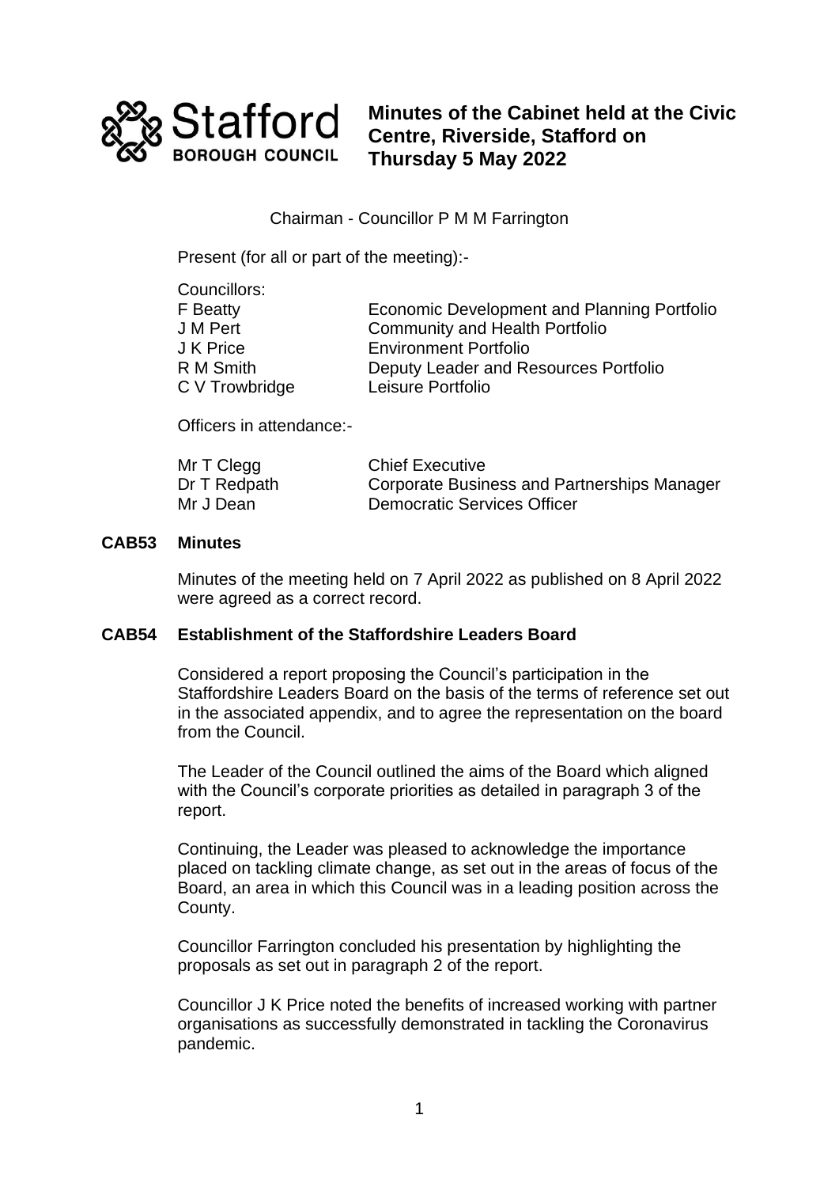Stafford Borough Council

# Minutes of the Cabinet held at the Civic Centre, Riverside, Stafford on Thursday 5 May 2022

Chairman - Councillor P M M Farrington

Present (for all or part of the meeting):-

Councillors:

| | |
|---|---|
| F Beatty | Economic Development and Planning Portfolio |
| J M Pert | Community and Health Portfolio |
| J K Price | Environment Portfolio |
| R M Smith | Deputy Leader and Resources Portfolio |
| C V Trowbridge | Leisure Portfolio |

Officers in attendance:-

| | |
|---|---|
| Mr T Clegg | Chief Executive |
| Dr T Redpath | Corporate Business and Partnerships Manager |
| Mr J Dean | Democratic Services Officer |

## CAB53 Minutes

Minutes of the meeting held on 7 April 2022 as published on 8 April 2022 were agreed as a correct record.

## CAB54 Establishment of the Staffordshire Leaders Board

Considered a report proposing the Council's participation in the Staffordshire Leaders Board on the basis of the terms of reference set out in the associated appendix, and to agree the representation on the board from the Council.

The Leader of the Council outlined the aims of the Board which aligned with the Council's corporate priorities as detailed in paragraph 3 of the report.

Continuing, the Leader was pleased to acknowledge the importance placed on tackling climate change, as set out in the areas of focus of the Board, an area in which this Council was in a leading position across the County.

Councillor Farrington concluded his presentation by highlighting the proposals as set out in paragraph 2 of the report.

Councillor J K Price noted the benefits of increased working with partner organisations as successfully demonstrated in tackling the Coronavirus pandemic.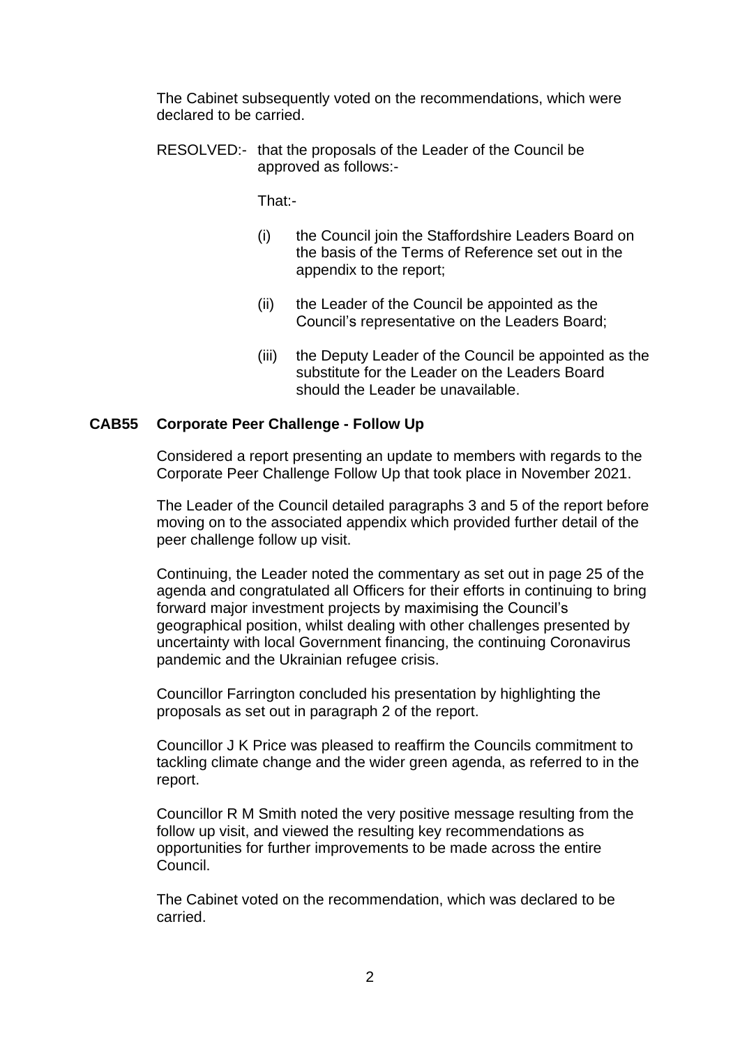The Cabinet subsequently voted on the recommendations, which were declared to be carried.

RESOLVED:- that the proposals of the Leader of the Council be approved as follows:-

That:-

(i) the Council join the Staffordshire Leaders Board on the basis of the Terms of Reference set out in the appendix to the report;

(ii) the Leader of the Council be appointed as the Council's representative on the Leaders Board;

(iii) the Deputy Leader of the Council be appointed as the substitute for the Leader on the Leaders Board should the Leader be unavailable.

**CAB55 Corporate Peer Challenge - Follow Up**

Considered a report presenting an update to members with regards to the Corporate Peer Challenge Follow Up that took place in November 2021.

The Leader of the Council detailed paragraphs 3 and 5 of the report before moving on to the associated appendix which provided further detail of the peer challenge follow up visit.

Continuing, the Leader noted the commentary as set out in page 25 of the agenda and congratulated all Officers for their efforts in continuing to bring forward major investment projects by maximising the Council's geographical position, whilst dealing with other challenges presented by uncertainty with local Government financing, the continuing Coronavirus pandemic and the Ukrainian refugee crisis.

Councillor Farrington concluded his presentation by highlighting the proposals as set out in paragraph 2 of the report.

Councillor J K Price was pleased to reaffirm the Councils commitment to tackling climate change and the wider green agenda, as referred to in the report.

Councillor R M Smith noted the very positive message resulting from the follow up visit, and viewed the resulting key recommendations as opportunities for further improvements to be made across the entire Council.

The Cabinet voted on the recommendation, which was declared to be carried.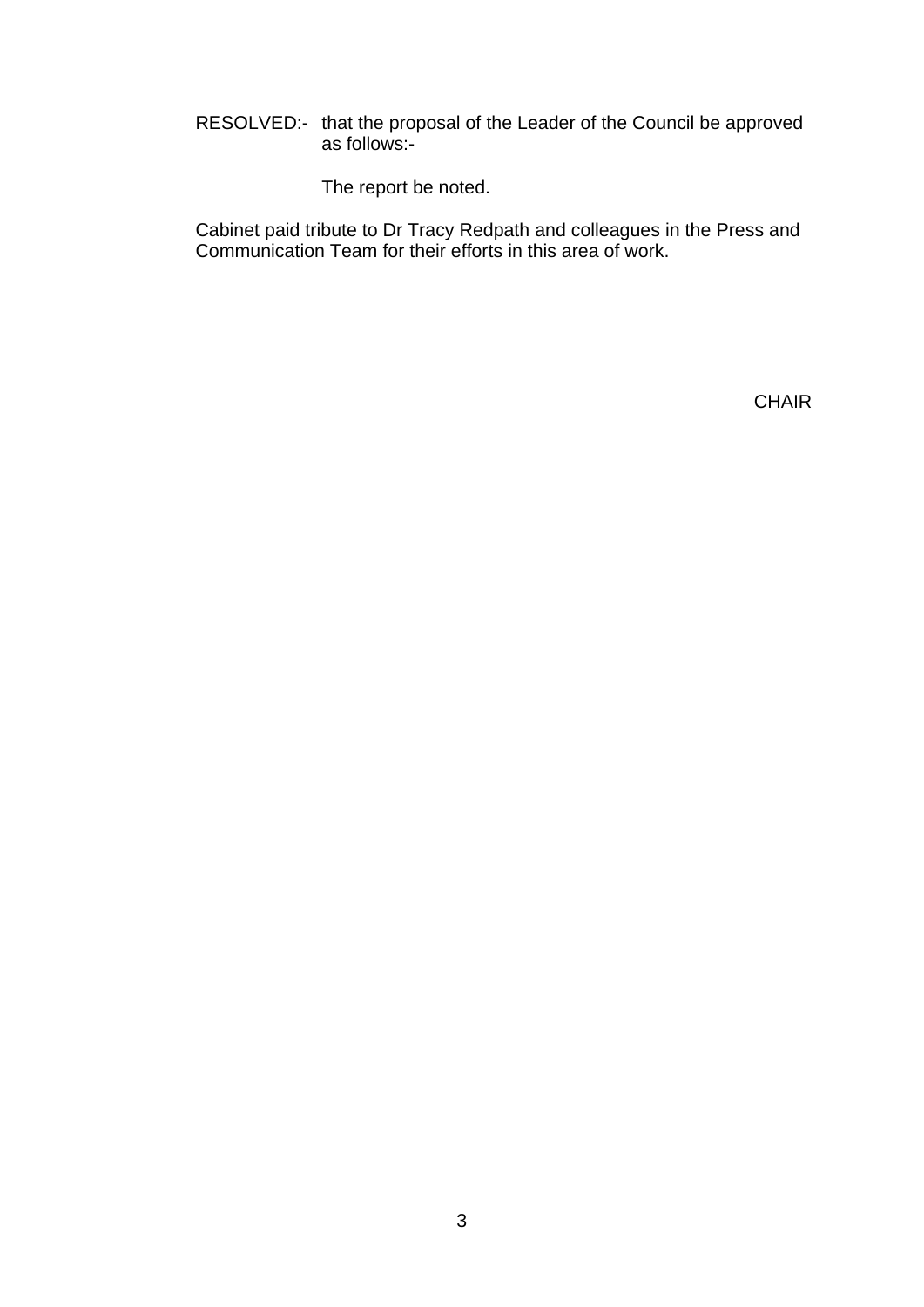RESOLVED:- that the proposal of the Leader of the Council be approved as follows:-

The report be noted.

Cabinet paid tribute to Dr Tracy Redpath and colleagues in the Press and Communication Team for their efforts in this area of work.

CHAIR